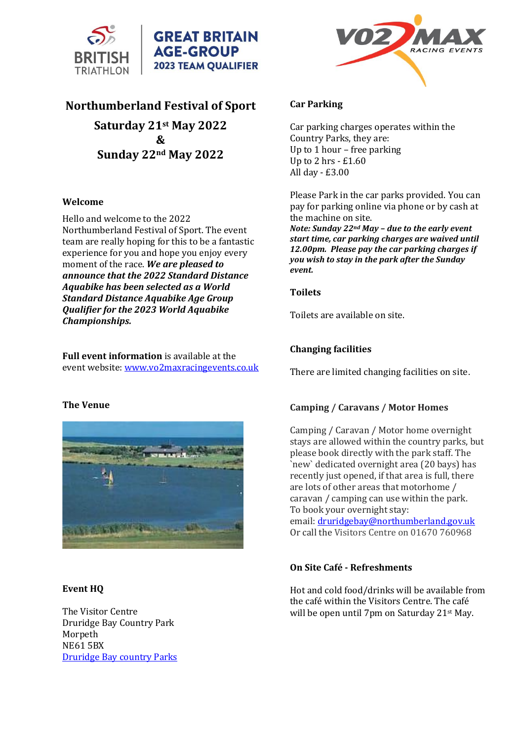BRITISH TRIATHLON | GREAT BRITAIN AGE-GROUP 2023 TEAM QUALIFIER

V02 MAX RACING EVENTS

# Northumberland Festival of Sport

## Saturday 21st May 2022 & Sunday 22nd May 2022

### Welcome

Hello and welcome to the 2022 Northumberland Festival of Sport. The event team are really hoping for this to be a fantastic experience for you and hope you enjoy every moment of the race. ***We are pleased to announce that the 2022 Standard Distance Aquabike has been selected as a World Standard Distance Aquabike Age Group Qualifier for the 2023 World Aquabike Championships.***

**Full event information** is available at the event website: [www.vo2maxracingevents.co.uk](www.vo2maxracingevents.co.uk)

### The Venue

### Event HQ

The Visitor Centre
Druridge Bay Country Park
Morpeth
NE61 5BX
[Druridge Bay country Parks](Druridge Bay country Parks)

### Car Parking

Car parking charges operates within the Country Parks, they are:
Up to 1 hour – free parking
Up to 2 hrs - £1.60
All day - £3.00

Please Park in the car parks provided. You can pay for parking online via phone or by cash at the machine on site.
***Note: Sunday 22nd May – due to the early event start time, car parking charges are waived until 12.00pm. Please pay the car parking charges if you wish to stay in the park after the Sunday event.***

### Toilets

Toilets are available on site.

### Changing facilities

There are limited changing facilities on site.

### Camping / Caravans / Motor Homes

Camping / Caravan / Motor home overnight stays are allowed within the country parks, but please book directly with the park staff. The `new` dedicated overnight area (20 bays) has recently just opened, if that area is full, there are lots of other areas that motorhome / caravan / camping can use within the park.
To book your overnight stay:
email: [druridgebay@northumberland.gov.uk](mailto:druridgebay@northumberland.gov.uk)
Or call the Visitors Centre on 01670 760968

### On Site Café - Refreshments

Hot and cold food/drinks will be available from the café within the Visitors Centre. The café will be open until 7pm on Saturday 21st May.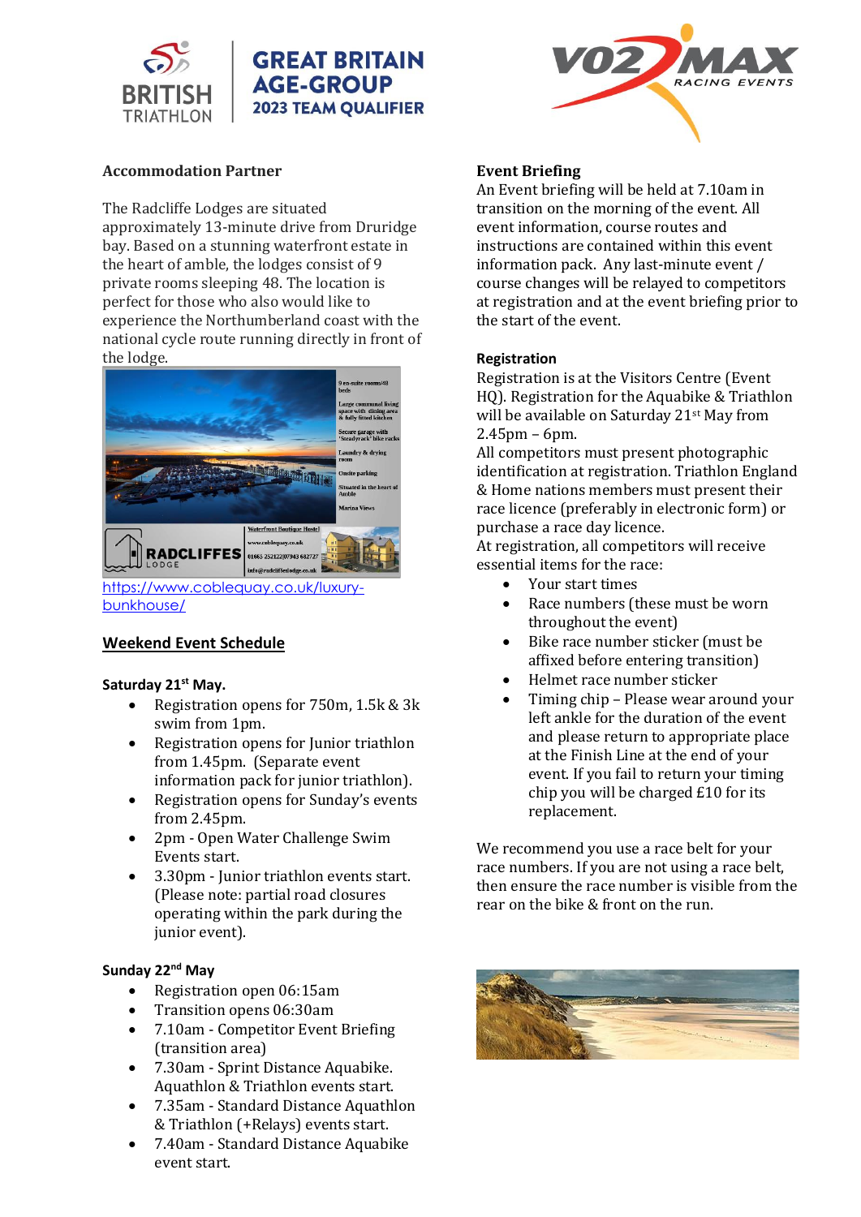## Accommodation Partner

The Radcliffe Lodges are situated approximately 13-minute drive from Druridge bay. Based on a stunning waterfront estate in the heart of amble, the lodges consist of 9 private rooms sleeping 48. The location is perfect for those who also would like to experience the Northumberland coast with the national cycle route running directly in front of the lodge.

https://www.coblequay.co.uk/luxury-bunkhouse/

## Weekend Event Schedule

**Saturday 21st May.**

- Registration opens for 750m, 1.5k & 3k swim from 1pm.
- Registration opens for Junior triathlon from 1.45pm. (Separate event information pack for junior triathlon).
- Registration opens for Sunday's events from 2.45pm.
- 2pm - Open Water Challenge Swim Events start.
- 3.30pm - Junior triathlon events start. (Please note: partial road closures operating within the park during the junior event).

**Sunday 22nd May**

- Registration open 06:15am
- Transition opens 06:30am
- 7.10am - Competitor Event Briefing (transition area)
- 7.30am - Sprint Distance Aquabike. Aquathlon & Triathlon events start.
- 7.35am - Standard Distance Aquathlon & Triathlon (+Relays) events start.
- 7.40am - Standard Distance Aquabike event start.

## Event Briefing

An Event briefing will be held at 7.10am in transition on the morning of the event. All event information, course routes and instructions are contained within this event information pack. Any last-minute event / course changes will be relayed to competitors at registration and at the event briefing prior to the start of the event.

## Registration

Registration is at the Visitors Centre (Event HQ). Registration for the Aquabike & Triathlon will be available on Saturday 21st May from 2.45pm – 6pm.

All competitors must present photographic identification at registration. Triathlon England & Home nations members must present their race licence (preferably in electronic form) or purchase a race day licence.

At registration, all competitors will receive essential items for the race:

- Your start times
- Race numbers (these must be worn throughout the event)
- Bike race number sticker (must be affixed before entering transition)
- Helmet race number sticker
- Timing chip – Please wear around your left ankle for the duration of the event and please return to appropriate place at the Finish Line at the end of your event. If you fail to return your timing chip you will be charged £10 for its replacement.

We recommend you use a race belt for your race numbers. If you are not using a race belt, then ensure the race number is visible from the rear on the bike & front on the run.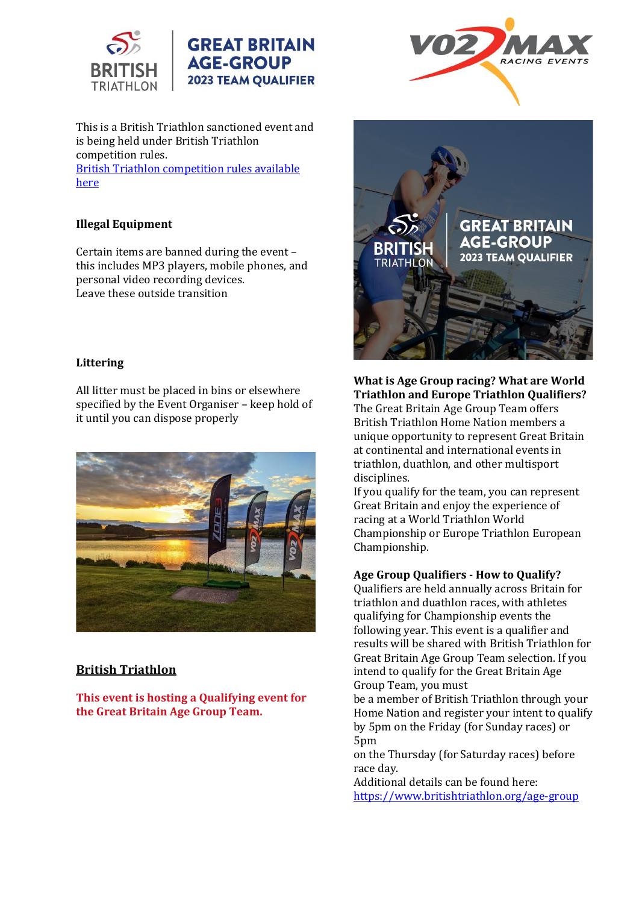This is a British Triathlon sanctioned event and is being held under British Triathlon competition rules.
[British Triathlon competition rules available here]

**Illegal Equipment**

Certain items are banned during the event – this includes MP3 players, mobile phones, and personal video recording devices.
Leave these outside transition

**Littering**

All litter must be placed in bins or elsewhere specified by the Event Organiser – keep hold of it until you can dispose properly

## British Triathlon

**This event is hosting a Qualifying event for the Great Britain Age Group Team.**

**What is Age Group racing? What are World Triathlon and Europe Triathlon Qualifiers?**
The Great Britain Age Group Team offers British Triathlon Home Nation members a unique opportunity to represent Great Britain at continental and international events in triathlon, duathlon, and other multisport disciplines.
If you qualify for the team, you can represent Great Britain and enjoy the experience of racing at a World Triathlon World Championship or Europe Triathlon European Championship.

**Age Group Qualifiers - How to Qualify?**
Qualifiers are held annually across Britain for triathlon and duathlon races, with athletes qualifying for Championship events the following year. This event is a qualifier and results will be shared with British Triathlon for Great Britain Age Group Team selection. If you intend to qualify for the Great Britain Age Group Team, you must
be a member of British Triathlon through your Home Nation and register your intent to qualify by 5pm on the Friday (for Sunday races) or 5pm
on the Thursday (for Saturday races) before race day.
Additional details can be found here:
https://www.britishtriathlon.org/age-group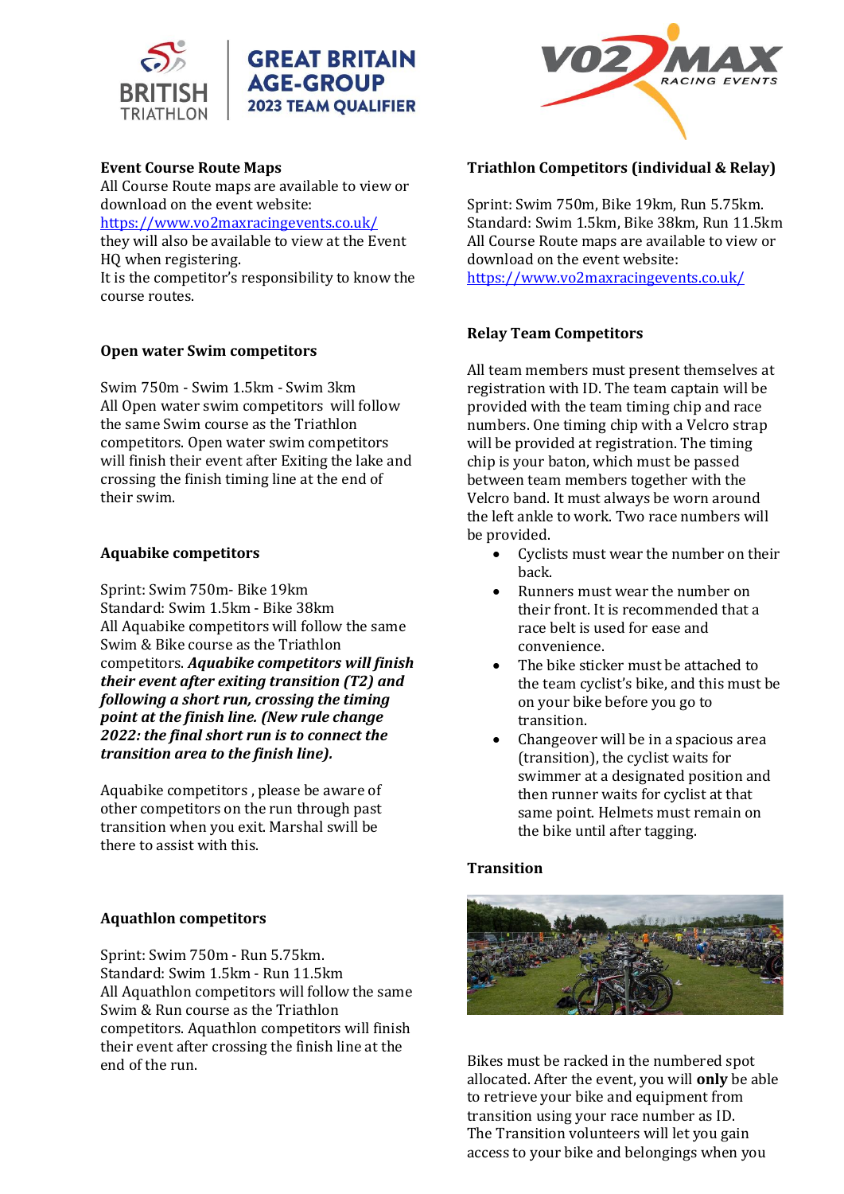### Event Course Route Maps

All Course Route maps are available to view or download on the event website: https://www.vo2maxracingevents.co.uk/ they will also be available to view at the Event HQ when registering.
It is the competitor's responsibility to know the course routes.

### Open water Swim competitors

Swim 750m - Swim 1.5km - Swim 3km
All Open water swim competitors will follow the same Swim course as the Triathlon competitors. Open water swim competitors will finish their event after Exiting the lake and crossing the finish timing line at the end of their swim.

### Aquabike competitors

Sprint: Swim 750m- Bike 19km
Standard: Swim 1.5km - Bike 38km
All Aquabike competitors will follow the same Swim & Bike course as the Triathlon competitors. ***Aquabike competitors will finish their event after exiting transition (T2) and following a short run, crossing the timing point at the finish line. (New rule change 2022: the final short run is to connect the transition area to the finish line).***

Aquabike competitors , please be aware of other competitors on the run through past transition when you exit. Marshal swill be there to assist with this.

### Aquathlon competitors

Sprint: Swim 750m - Run 5.75km.
Standard: Swim 1.5km - Run 11.5km
All Aquathlon competitors will follow the same Swim & Run course as the Triathlon competitors. Aquathlon competitors will finish their event after crossing the finish line at the end of the run.

### Triathlon Competitors (individual & Relay)

Sprint: Swim 750m, Bike 19km, Run 5.75km.
Standard: Swim 1.5km, Bike 38km, Run 11.5km
All Course Route maps are available to view or download on the event website: https://www.vo2maxracingevents.co.uk/

### Relay Team Competitors

All team members must present themselves at registration with ID. The team captain will be provided with the team timing chip and race numbers. One timing chip with a Velcro strap will be provided at registration. The timing chip is your baton, which must be passed between team members together with the Velcro band. It must always be worn around the left ankle to work. Two race numbers will be provided.

- Cyclists must wear the number on their back.
- Runners must wear the number on their front. It is recommended that a race belt is used for ease and convenience.
- The bike sticker must be attached to the team cyclist's bike, and this must be on your bike before you go to transition.
- Changeover will be in a spacious area (transition), the cyclist waits for swimmer at a designated position and then runner waits for cyclist at that same point. Helmets must remain on the bike until after tagging.

### Transition

Bikes must be racked in the numbered spot allocated. After the event, you will **only** be able to retrieve your bike and equipment from transition using your race number as ID.
The Transition volunteers will let you gain access to your bike and belongings when you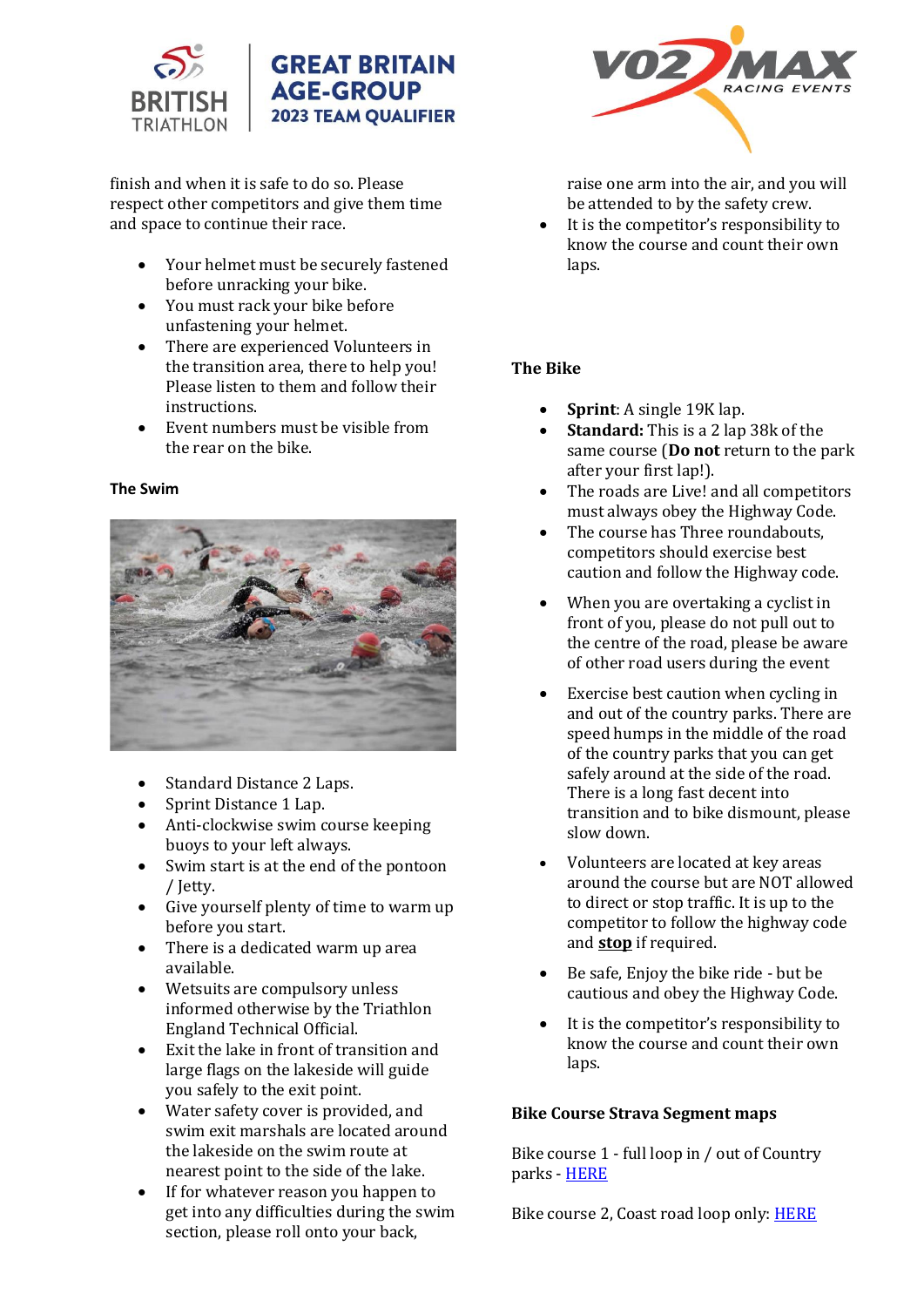finish and when it is safe to do so. Please respect other competitors and give them time and space to continue their race.

- Your helmet must be securely fastened before unracking your bike.
- You must rack your bike before unfastening your helmet.
- There are experienced Volunteers in the transition area, there to help you! Please listen to them and follow their instructions.
- Event numbers must be visible from the rear on the bike.

### The Swim

- Standard Distance 2 Laps.
- Sprint Distance 1 Lap.
- Anti-clockwise swim course keeping buoys to your left always.
- Swim start is at the end of the pontoon / Jetty.
- Give yourself plenty of time to warm up before you start.
- There is a dedicated warm up area available.
- Wetsuits are compulsory unless informed otherwise by the Triathlon England Technical Official.
- Exit the lake in front of transition and large flags on the lakeside will guide you safely to the exit point.
- Water safety cover is provided, and swim exit marshals are located around the lakeside on the swim route at nearest point to the side of the lake.
- If for whatever reason you happen to get into any difficulties during the swim section, please roll onto your back, raise one arm into the air, and you will be attended to by the safety crew.
- It is the competitor's responsibility to know the course and count their own laps.

### The Bike

- **Sprint**: A single 19K lap.
- **Standard:** This is a 2 lap 38k of the same course (**Do not** return to the park after your first lap!).
- The roads are Live! and all competitors must always obey the Highway Code.
- The course has Three roundabouts, competitors should exercise best caution and follow the Highway code.
- When you are overtaking a cyclist in front of you, please do not pull out to the centre of the road, please be aware of other road users during the event
- Exercise best caution when cycling in and out of the country parks. There are speed humps in the middle of the road of the country parks that you can get safely around at the side of the road. There is a long fast decent into transition and to bike dismount, please slow down.
- Volunteers are located at key areas around the course but are NOT allowed to direct or stop traffic. It is up to the competitor to follow the highway code and **stop** if required.
- Be safe, Enjoy the bike ride - but be cautious and obey the Highway Code.
- It is the competitor's responsibility to know the course and count their own laps.

### Bike Course Strava Segment maps

Bike course 1 - full loop in / out of Country parks - HERE

Bike course 2, Coast road loop only: HERE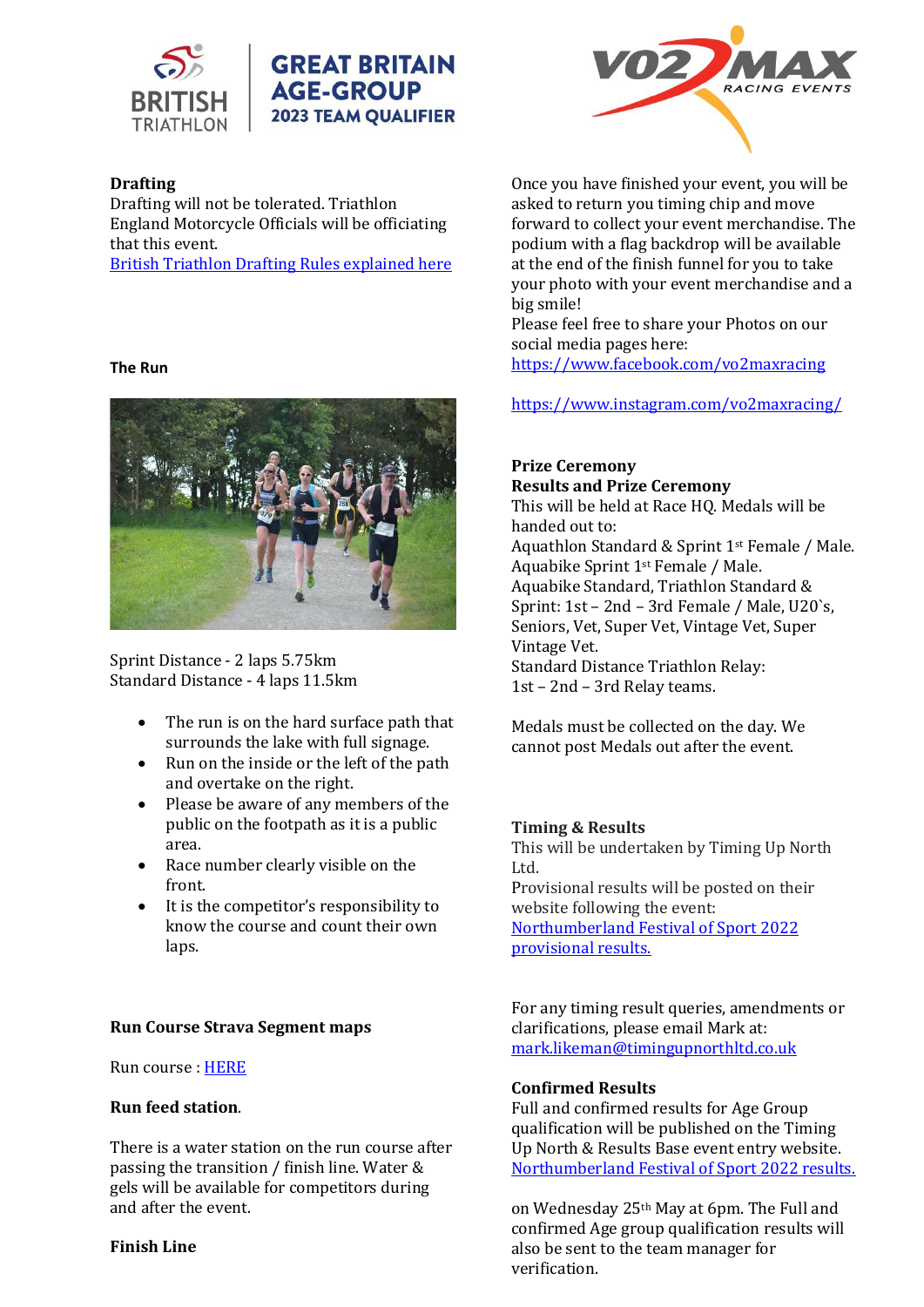**Drafting**
Drafting will not be tolerated. Triathlon England Motorcycle Officials will be officiating that this event.
[British Triathlon Drafting Rules explained here]()

**The Run**

Sprint Distance - 2 laps 5.75km
Standard Distance - 4 laps 11.5km

- The run is on the hard surface path that surrounds the lake with full signage.
- Run on the inside or the left of the path and overtake on the right.
- Please be aware of any members of the public on the footpath as it is a public area.
- Race number clearly visible on the front.
- It is the competitor's responsibility to know the course and count their own laps.

**Run Course Strava Segment maps**

Run course : [HERE]()

**Run feed station**.

There is a water station on the run course after passing the transition / finish line. Water & gels will be available for competitors during and after the event.

**Finish Line**

Once you have finished your event, you will be asked to return you timing chip and move forward to collect your event merchandise. The podium with a flag backdrop will be available at the end of the finish funnel for you to take your photo with your event merchandise and a big smile!
Please feel free to share your Photos on our social media pages here:
https://www.facebook.com/vo2maxracing

https://www.instagram.com/vo2maxracing/

**Prize Ceremony**
**Results and Prize Ceremony**
This will be held at Race HQ. Medals will be handed out to:
Aquathlon Standard & Sprint 1st Female / Male.
Aquabike Sprint 1st Female / Male.
Aquabike Standard, Triathlon Standard & Sprint: 1st – 2nd – 3rd Female / Male, U20`s, Seniors, Vet, Super Vet, Vintage Vet, Super Vintage Vet.
Standard Distance Triathlon Relay:
1st – 2nd – 3rd Relay teams.

Medals must be collected on the day. We cannot post Medals out after the event.

**Timing & Results**
This will be undertaken by Timing Up North Ltd.
Provisional results will be posted on their website following the event:
[Northumberland Festival of Sport 2022 provisional results.]()

For any timing result queries, amendments or clarifications, please email Mark at:
mark.likeman@timingupnorthltd.co.uk

**Confirmed Results**
Full and confirmed results for Age Group qualification will be published on the Timing Up North & Results Base event entry website.
[Northumberland Festival of Sport 2022 results.]()

on Wednesday 25th May at 6pm. The Full and confirmed Age group qualification results will also be sent to the team manager for verification.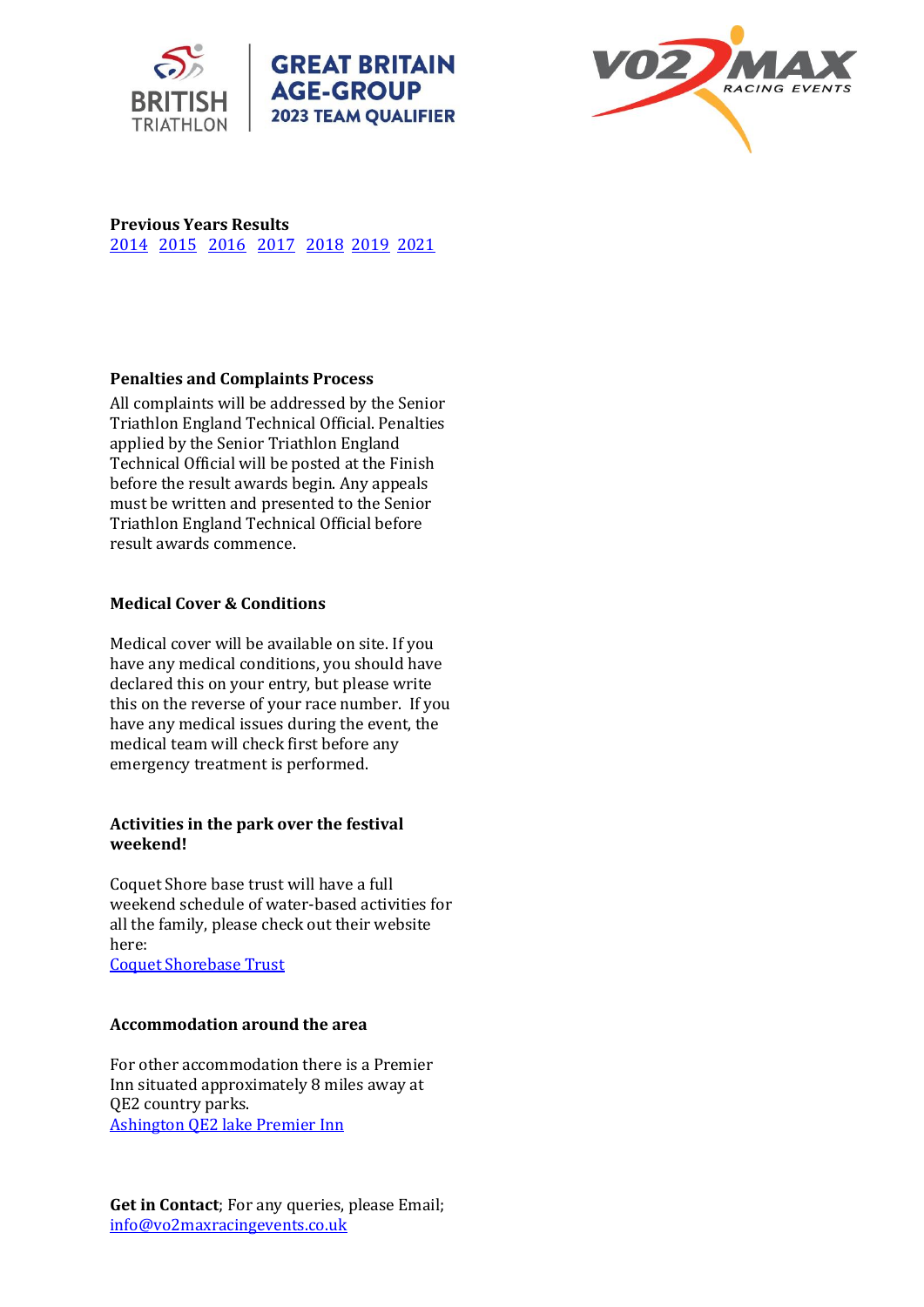**Previous Years Results**
2014 2015 2016 2017 2018 2019 2021

**Penalties and Complaints Process**
All complaints will be addressed by the Senior Triathlon England Technical Official. Penalties applied by the Senior Triathlon England Technical Official will be posted at the Finish before the result awards begin. Any appeals must be written and presented to the Senior Triathlon England Technical Official before result awards commence.

**Medical Cover & Conditions**

Medical cover will be available on site. If you have any medical conditions, you should have declared this on your entry, but please write this on the reverse of your race number. If you have any medical issues during the event, the medical team will check first before any emergency treatment is performed.

**Activities in the park over the festival weekend!**

Coquet Shore base trust will have a full weekend schedule of water-based activities for all the family, please check out their website here:
Coquet Shorebase Trust

**Accommodation around the area**

For other accommodation there is a Premier Inn situated approximately 8 miles away at QE2 country parks.
Ashington QE2 lake Premier Inn

**Get in Contact**; For any queries, please Email;
info@vo2maxracingevents.co.uk